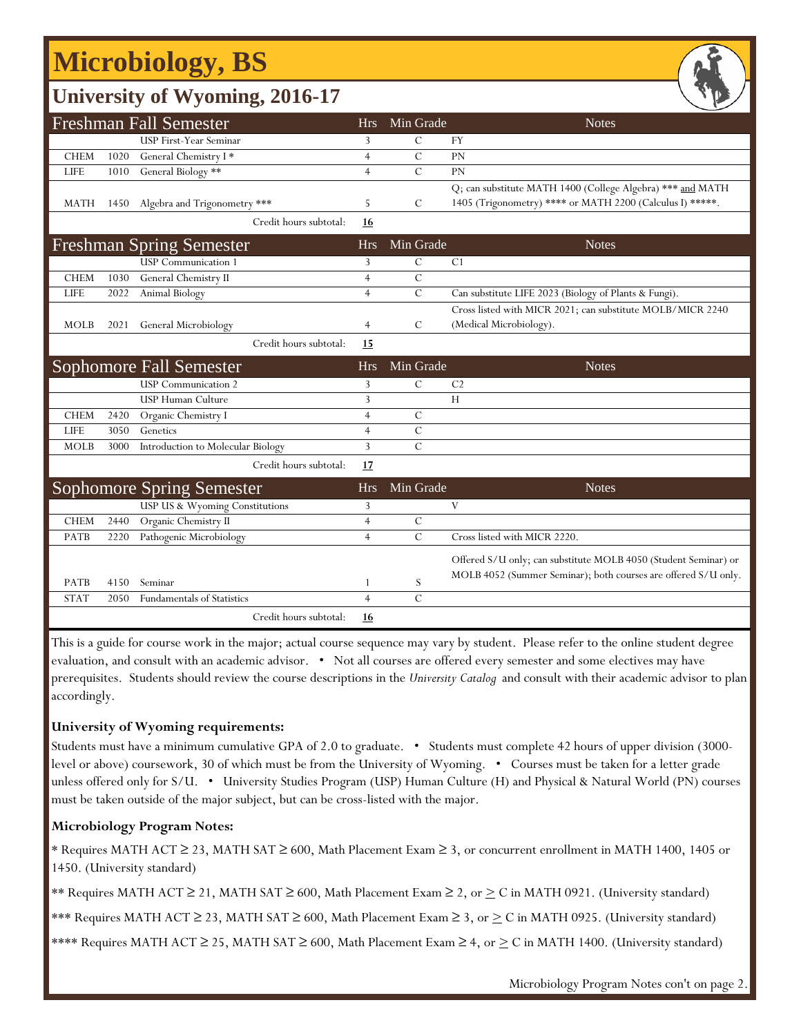# Microbiology, BS

## University of Wyoming, 2016-17

### Freshman Fall Semester

| | | | Hrs | Min Grade | Notes |
|---|---|---|---|---|---|
| | | USP First-Year Seminar | 3 | C | FY |
| CHEM | 1020 | General Chemistry I * | 4 | C | PN |
| LIFE | 1010 | General Biology ** | 4 | C | PN |
| MATH | 1450 | Algebra and Trigonometry *** | 5 | C | Q; can substitute MATH 1400 (College Algebra) *** and MATH 1405 (Trigonometry) **** or MATH 2200 (Calculus I) *****. |
| | | Credit hours subtotal: | **16** | | |

### Freshman Spring Semester

| | | | Hrs | Min Grade | Notes |
|---|---|---|---|---|---|
| | | USP Communication 1 | 3 | C | C1 |
| CHEM | 1030 | General Chemistry II | 4 | C | |
| LIFE | 2022 | Animal Biology | 4 | C | Can substitute LIFE 2023 (Biology of Plants & Fungi). |
| MOLB | 2021 | General Microbiology | 4 | C | Cross listed with MICR 2021; can substitute MOLB/MICR 2240 (Medical Microbiology). |
| | | Credit hours subtotal: | **15** | | |

### Sophomore Fall Semester

| | | | Hrs | Min Grade | Notes |
|---|---|---|---|---|---|
| | | USP Communication 2 | 3 | C | C2 |
| | | USP Human Culture | 3 | | H |
| CHEM | 2420 | Organic Chemistry I | 4 | C | |
| LIFE | 3050 | Genetics | 4 | C | |
| MOLB | 3000 | Introduction to Molecular Biology | 3 | C | |
| | | Credit hours subtotal: | **17** | | |

### Sophomore Spring Semester

| | | | Hrs | Min Grade | Notes |
|---|---|---|---|---|---|
| | | USP US & Wyoming Constitutions | 3 | | V |
| CHEM | 2440 | Organic Chemistry II | 4 | C | |
| PATB | 2220 | Pathogenic Microbiology | 4 | C | Cross listed with MICR 2220. |
| PATB | 4150 | Seminar | 1 | S | Offered S/U only; can substitute MOLB 4050 (Student Seminar) or MOLB 4052 (Summer Seminar); both courses are offered S/U only. |
| STAT | 2050 | Fundamentals of Statistics | 4 | C | |
| | | Credit hours subtotal: | **16** | | |

This is a guide for course work in the major; actual course sequence may vary by student. Please refer to the online student degree evaluation, and consult with an academic advisor. • Not all courses are offered every semester and some electives may have prerequisites. Students should review the course descriptions in the *University Catalog* and consult with their academic advisor to plan accordingly.

**University of Wyoming requirements:**

Students must have a minimum cumulative GPA of 2.0 to graduate. • Students must complete 42 hours of upper division (3000-level or above) coursework, 30 of which must be from the University of Wyoming. • Courses must be taken for a letter grade unless offered only for S/U. • University Studies Program (USP) Human Culture (H) and Physical & Natural World (PN) courses must be taken outside of the major subject, but can be cross-listed with the major.

**Microbiology Program Notes:**

* Requires MATH ACT ≥ 23, MATH SAT ≥ 600, Math Placement Exam ≥ 3, or concurrent enrollment in MATH 1400, 1405 or 1450. (University standard)

** Requires MATH ACT ≥ 21, MATH SAT ≥ 600, Math Placement Exam ≥ 2, or ≥ C in MATH 0921. (University standard)

*** Requires MATH ACT ≥ 23, MATH SAT ≥ 600, Math Placement Exam ≥ 3, or ≥ C in MATH 0925. (University standard)

**** Requires MATH ACT ≥ 25, MATH SAT ≥ 600, Math Placement Exam ≥ 4, or ≥ C in MATH 1400. (University standard)

Microbiology Program Notes con't on page 2.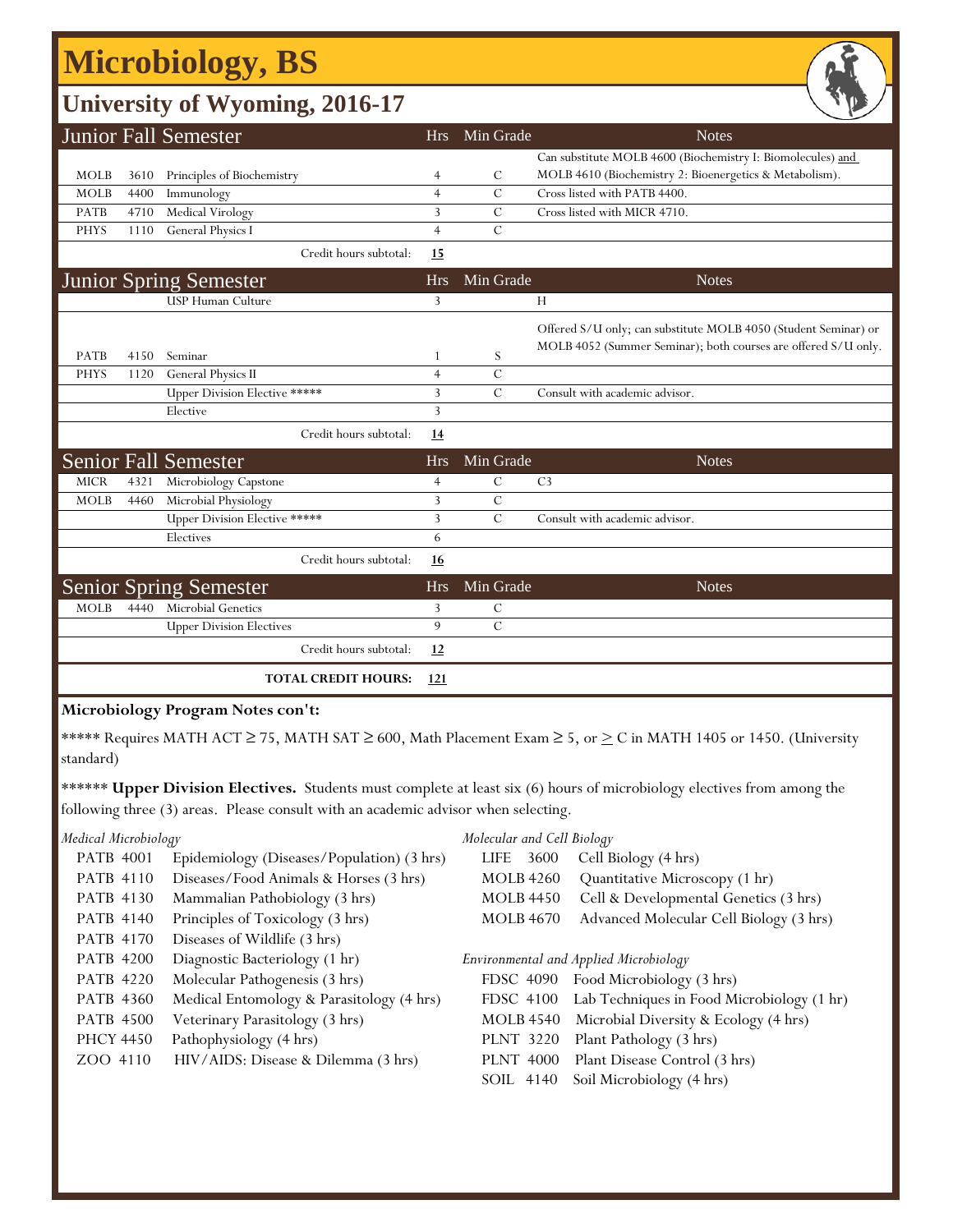# Microbiology, BS

## University of Wyoming, 2016-17

| Junior Fall Semester | | | Hrs | Min Grade | Notes |
|---|---|---|---|---|---|
| MOLB | 3610 | Principles of Biochemistry | 4 | C | Can substitute MOLB 4600 (Biochemistry I: Biomolecules) and MOLB 4610 (Biochemistry 2: Bioenergetics & Metabolism). |
| MOLB | 4400 | Immunology | 4 | C | Cross listed with PATB 4400. |
| PATB | 4710 | Medical Virology | 3 | C | Cross listed with MICR 4710. |
| PHYS | 1110 | General Physics I | 4 | C | |
| | | Credit hours subtotal: | **15** | | |

| Junior Spring Semester | | | Hrs | Min Grade | Notes |
|---|---|---|---|---|---|
| | | USP Human Culture | 3 | | H |
| PATB | 4150 | Seminar | 1 | S | Offered S/U only; can substitute MOLB 4050 (Student Seminar) or MOLB 4052 (Summer Seminar); both courses are offered S/U only. |
| PHYS | 1120 | General Physics II | 4 | C | |
| | | Upper Division Elective ***** | 3 | C | Consult with academic advisor. |
| | | Elective | 3 | | |
| | | Credit hours subtotal: | **14** | | |

| Senior Fall Semester | | | Hrs | Min Grade | Notes |
|---|---|---|---|---|---|
| MICR | 4321 | Microbiology Capstone | 4 | C | C3 |
| MOLB | 4460 | Microbial Physiology | 3 | C | |
| | | Upper Division Elective ***** | 3 | C | Consult with academic advisor. |
| | | Electives | 6 | | |
| | | Credit hours subtotal: | **16** | | |

| Senior Spring Semester | | | Hrs | Min Grade | Notes |
|---|---|---|---|---|---|
| MOLB | 4440 | Microbial Genetics | 3 | C | |
| | | Upper Division Electives | 9 | C | |
| | | Credit hours subtotal: | **12** | | |
| | | **TOTAL CREDIT HOURS:** | **121** | | |

**Microbiology Program Notes con't:**

***** Requires MATH ACT ≥ 75, MATH SAT ≥ 600, Math Placement Exam ≥ 5, or ≥ C in MATH 1405 or 1450. (University standard)

****** **Upper Division Electives.** Students must complete at least six (6) hours of microbiology electives from among the following three (3) areas. Please consult with an academic advisor when selecting.

*Medical Microbiology*

- PATB 4001 Epidemiology (Diseases/Population) (3 hrs)
- PATB 4110 Diseases/Food Animals & Horses (3 hrs)
- PATB 4130 Mammalian Pathobiology (3 hrs)
- PATB 4140 Principles of Toxicology (3 hrs)
- PATB 4170 Diseases of Wildlife (3 hrs)
- PATB 4200 Diagnostic Bacteriology (1 hr)
- PATB 4220 Molecular Pathogenesis (3 hrs)
- PATB 4360 Medical Entomology & Parasitology (4 hrs)
- PATB 4500 Veterinary Parasitology (3 hrs)
- PHCY 4450 Pathophysiology (4 hrs)
- ZOO 4110 HIV/AIDS: Disease & Dilemma (3 hrs)

*Molecular and Cell Biology*

- LIFE 3600 Cell Biology (4 hrs)
- MOLB 4260 Quantitative Microscopy (1 hr)
- MOLB 4450 Cell & Developmental Genetics (3 hrs)
- MOLB 4670 Advanced Molecular Cell Biology (3 hrs)

*Environmental and Applied Microbiology*

- FDSC 4090 Food Microbiology (3 hrs)
- FDSC 4100 Lab Techniques in Food Microbiology (1 hr)
- MOLB 4540 Microbial Diversity & Ecology (4 hrs)
- PLNT 3220 Plant Pathology (3 hrs)
- PLNT 4000 Plant Disease Control (3 hrs)
- SOIL 4140 Soil Microbiology (4 hrs)